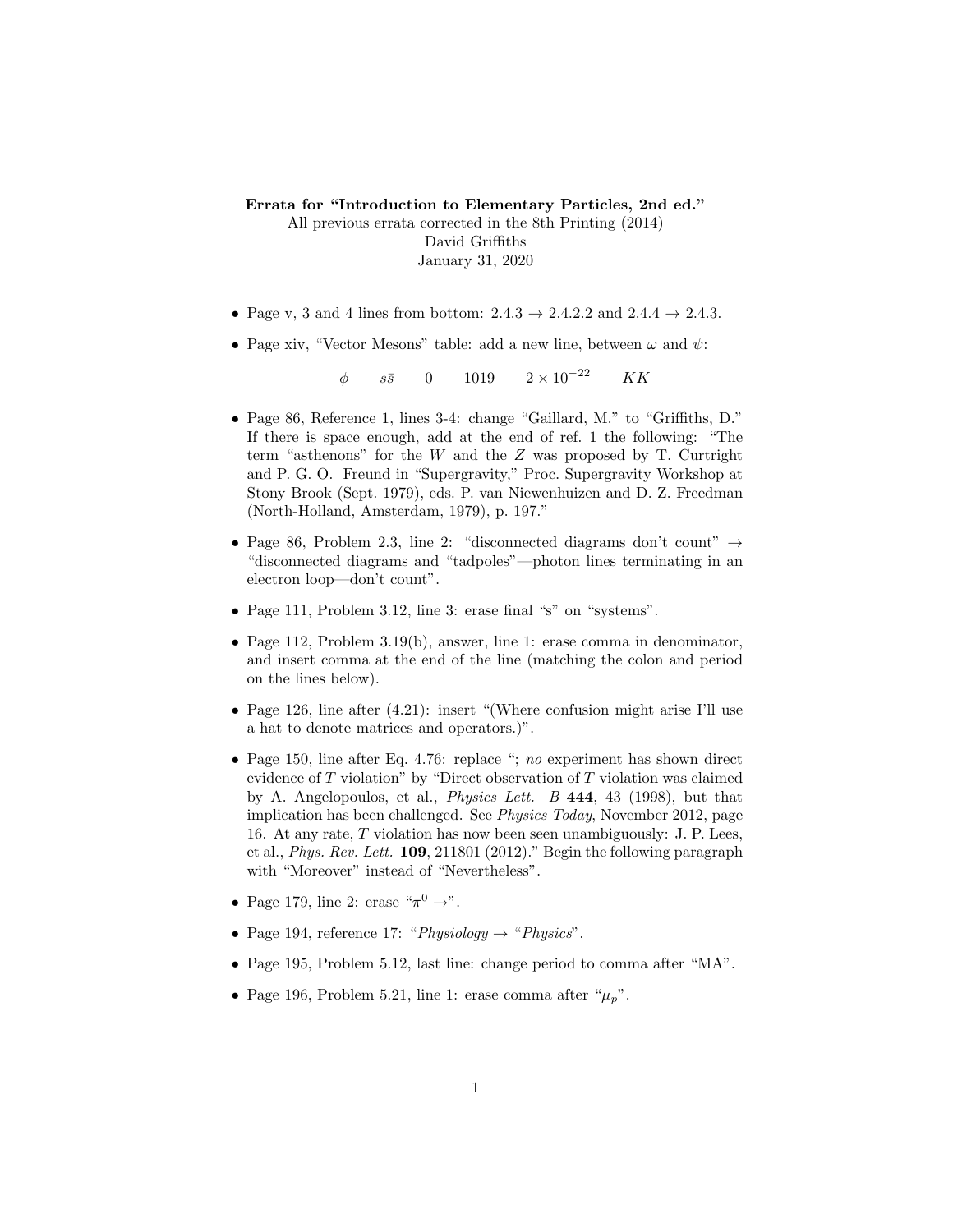**Errata for "Introduction to Elementary Particles, 2nd ed."**

All previous errata corrected in the 8th Printing (2014)

David Griffiths

January 31, 2020

- Page v, 3 and 4 lines from bottom: 2.4.3 → 2.4.2.2 and 2.4.4 → 2.4.3.
- Page xiv, "Vector Mesons" table: add a new line, between $\omega$ and $\psi$:

$$\phi \qquad s\bar{s} \qquad 0 \qquad 1019 \qquad 2 \times 10^{-22} \qquad KK$$

- Page 86, Reference 1, lines 3-4: change "Gaillard, M." to "Griffiths, D." If there is space enough, add at the end of ref. 1 the following: "The term "asthenons" for the $W$ and the $Z$ was proposed by T. Curtright and P. G. O. Freund in "Supergravity," Proc. Supergravity Workshop at Stony Brook (Sept. 1979), eds. P. van Niewenhuizen and D. Z. Freedman (North-Holland, Amsterdam, 1979), p. 197."
- Page 86, Problem 2.3, line 2: "disconnected diagrams don't count" → "disconnected diagrams and "tadpoles"—photon lines terminating in an electron loop—don't count".
- Page 111, Problem 3.12, line 3: erase final "s" on "systems".
- Page 112, Problem 3.19(b), answer, line 1: erase comma in denominator, and insert comma at the end of the line (matching the colon and period on the lines below).
- Page 126, line after (4.21): insert "(Where confusion might arise I'll use a hat to denote matrices and operators.)".
- Page 150, line after Eq. 4.76: replace "; *no* experiment has shown direct evidence of $T$ violation" by "Direct observation of $T$ violation was claimed by A. Angelopoulos, et al., *Physics Lett. B* **444**, 43 (1998), but that implication has been challenged. See *Physics Today*, November 2012, page 16. At any rate, $T$ violation has now been seen unambiguously: J. P. Lees, et al., *Phys. Rev. Lett.* **109**, 211801 (2012)." Begin the following paragraph with "Moreover" instead of "Nevertheless".
- Page 179, line 2: erase "$\pi^0 \rightarrow$".
- Page 194, reference 17: "*Physiology* → "*Physics*".
- Page 195, Problem 5.12, last line: change period to comma after "MA".
- Page 196, Problem 5.21, line 1: erase comma after "$\mu_p$".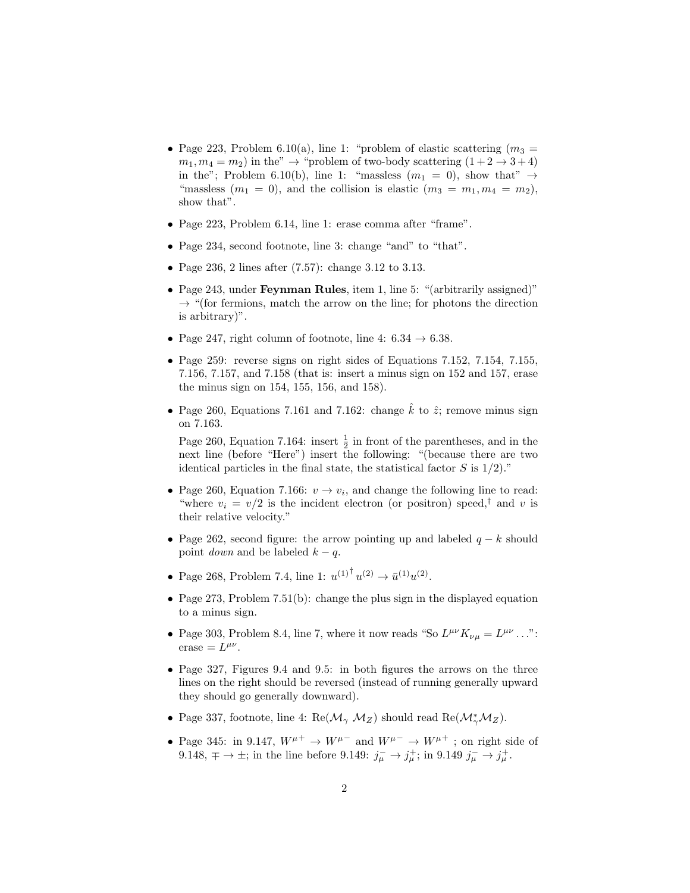- Page 223, Problem 6.10(a), line 1: "problem of elastic scattering ($m_3 = m_1, m_4 = m_2$) in the" → "problem of two-body scattering ($1+2 \to 3+4$) in the"; Problem 6.10(b), line 1: "massless ($m_1 = 0$), show that" → "massless ($m_1 = 0$), and the collision is elastic ($m_3 = m_1, m_4 = m_2$), show that".

- Page 223, Problem 6.14, line 1: erase comma after "frame".

- Page 234, second footnote, line 3: change "and" to "that".

- Page 236, 2 lines after (7.57): change 3.12 to 3.13.

- Page 243, under **Feynman Rules**, item 1, line 5: "(arbitrarily assigned)" → "(for fermions, match the arrow on the line; for photons the direction is arbitrary)".

- Page 247, right column of footnote, line 4: 6.34 → 6.38.

- Page 259: reverse signs on right sides of Equations 7.152, 7.154, 7.155, 7.156, 7.157, and 7.158 (that is: insert a minus sign on 152 and 157, erase the minus sign on 154, 155, 156, and 158).

- Page 260, Equations 7.161 and 7.162: change $\hat{k}$ to $\hat{z}$; remove minus sign on 7.163.

  Page 260, Equation 7.164: insert $\frac{1}{2}$ in front of the parentheses, and in the next line (before "Here") insert the following: "(because there are two identical particles in the final state, the statistical factor $S$ is 1/2)."

- Page 260, Equation 7.166: $v \to v_i$, and change the following line to read: "where $v_i = v/2$ is the incident electron (or positron) speed,† and $v$ is their relative velocity."

- Page 262, second figure: the arrow pointing up and labeled $q - k$ should point *down* and be labeled $k - q$.

- Page 268, Problem 7.4, line 1: $u^{(1)^\dagger} u^{(2)} \to \bar{u}^{(1)} u^{(2)}$.

- Page 273, Problem 7.51(b): change the plus sign in the displayed equation to a minus sign.

- Page 303, Problem 8.4, line 7, where it now reads "So $L^{\mu\nu} K_{\nu\mu} = L^{\mu\nu} \ldots$": erase $= L^{\mu\nu}$.

- Page 327, Figures 9.4 and 9.5: in both figures the arrows on the three lines on the right should be reversed (instead of running generally upward they should go generally downward).

- Page 337, footnote, line 4: $\mathrm{Re}(\mathcal{M}_\gamma\ \mathcal{M}_Z)$ should read $\mathrm{Re}(\mathcal{M}_\gamma^* \mathcal{M}_Z)$.

- Page 345: in 9.147, $W^{\mu+} \to W^{\mu-}$ and $W^{\mu-} \to W^{\mu+}$ ; on right side of 9.148, $\mp \to \pm$; in the line before 9.149: $j_\mu^- \to j_\mu^+$; in 9.149 $j_\mu^- \to j_\mu^+$.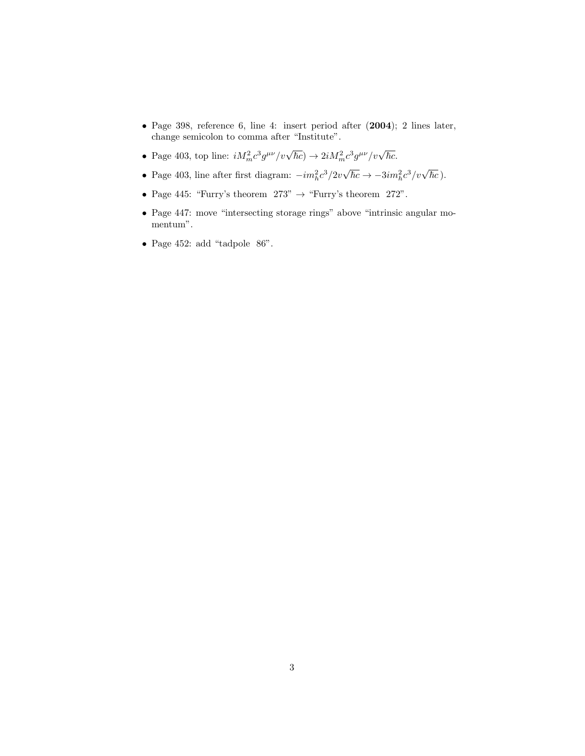- Page 398, reference 6, line 4: insert period after (**2004**); 2 lines later, change semicolon to comma after "Institute".
- Page 403, top line: $iM_m^2 c^3 g^{\mu\nu}/v\sqrt{\hbar c})$ → $2iM_m^2 c^3 g^{\mu\nu}/v\sqrt{\hbar c}$.
- Page 403, line after first diagram: $-im_h^2 c^3/2v\sqrt{\hbar c}$ → $-3im_h^2 c^3/v\sqrt{\hbar c}$ ).
- Page 445: "Furry's theorem 273" → "Furry's theorem 272".
- Page 447: move "intersecting storage rings" above "intrinsic angular momentum".
- Page 452: add "tadpole 86".